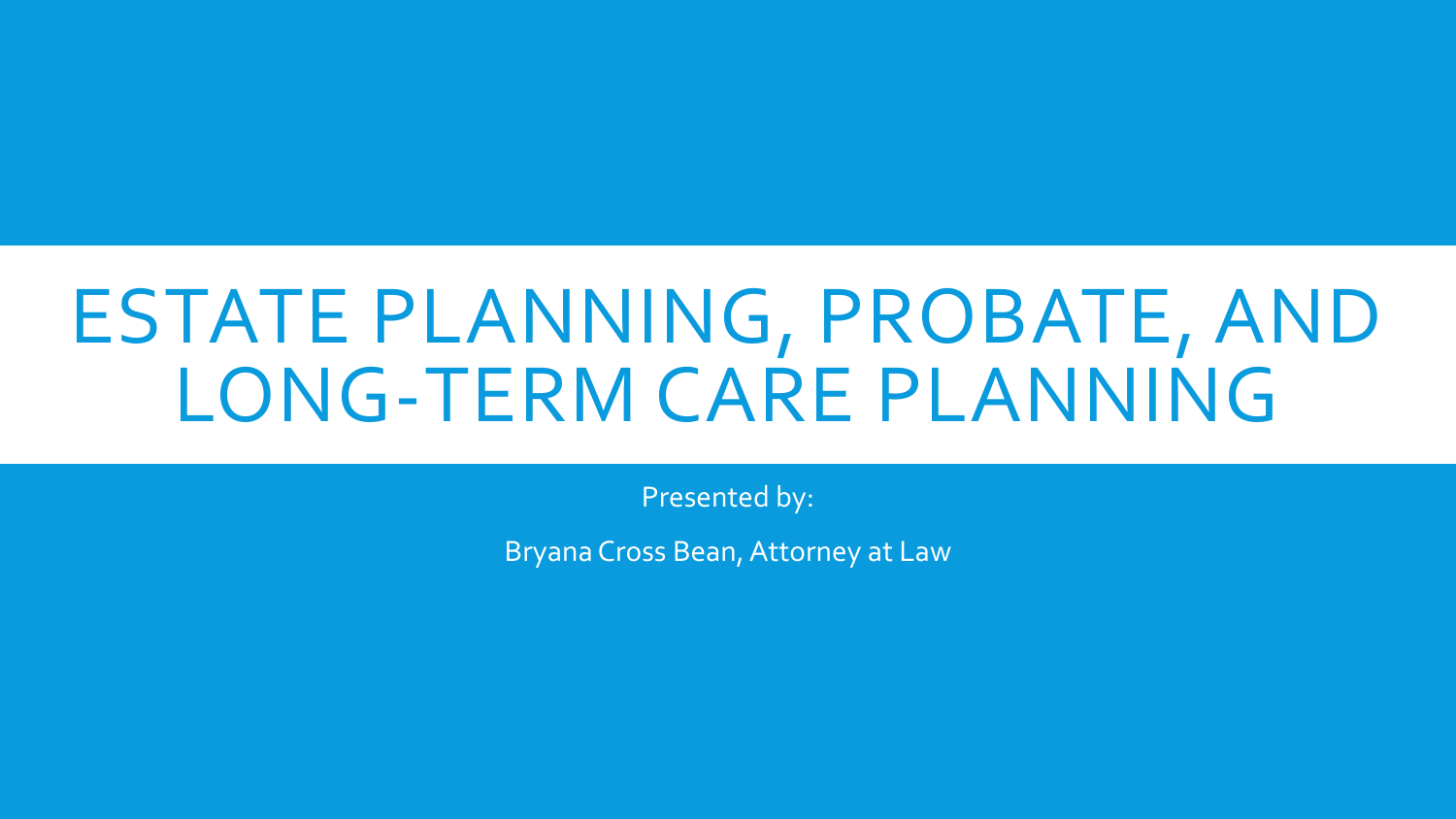# ESTATE PLANNING, PROBATE, AND LONG-TERM CARE PLANNING

Presented by:

Bryana Cross Bean, Attorney at Law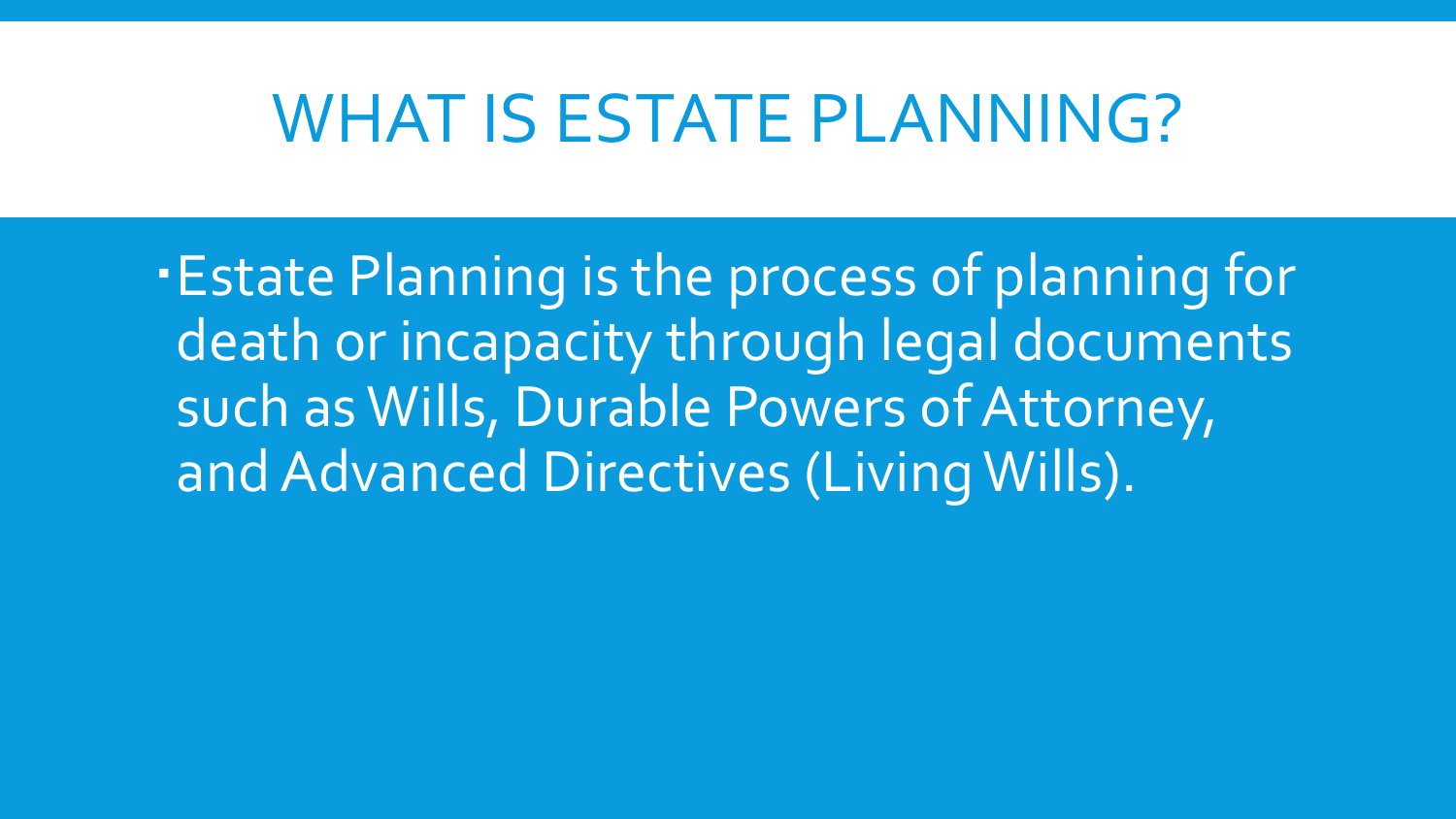# WHAT IS ESTATE PLANNING?

- Estate Planning is the process of planning for death or incapacity through legal documents such as Wills, Durable Powers of Attorney, and Advanced Directives (Living Wills).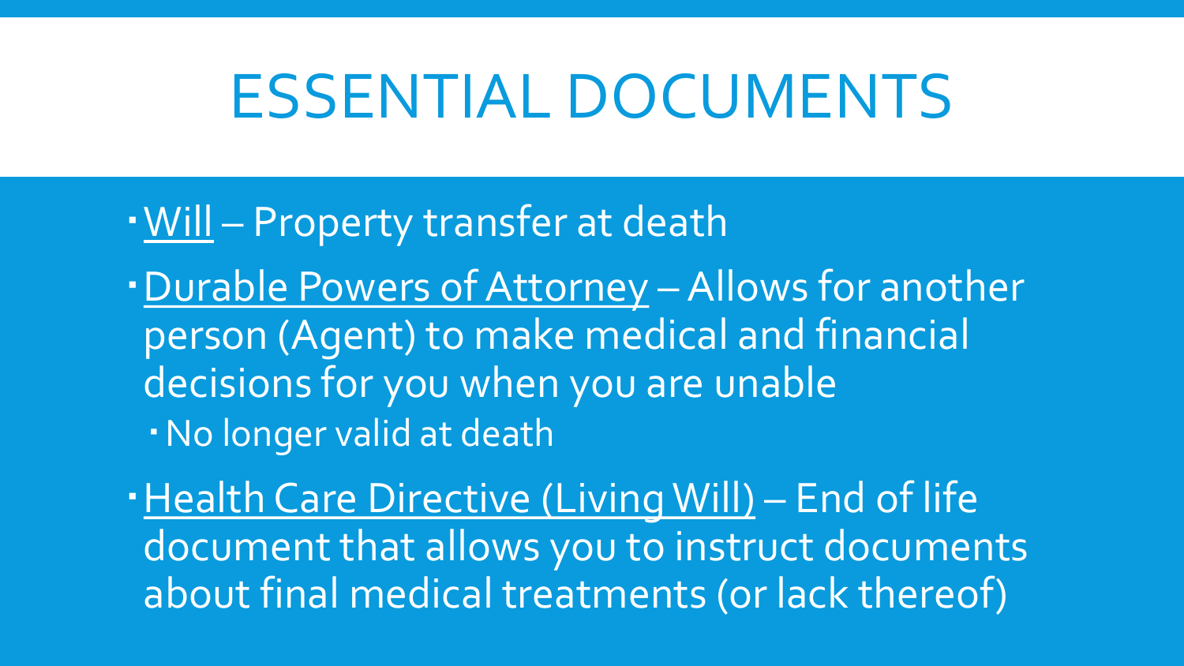# ESSENTIAL DOCUMENTS

- Will – Property transfer at death
- Durable Powers of Attorney – Allows for another person (Agent) to make medical and financial decisions for you when you are unable
  - No longer valid at death
- Health Care Directive (Living Will) – End of life document that allows you to instruct documents about final medical treatments (or lack thereof)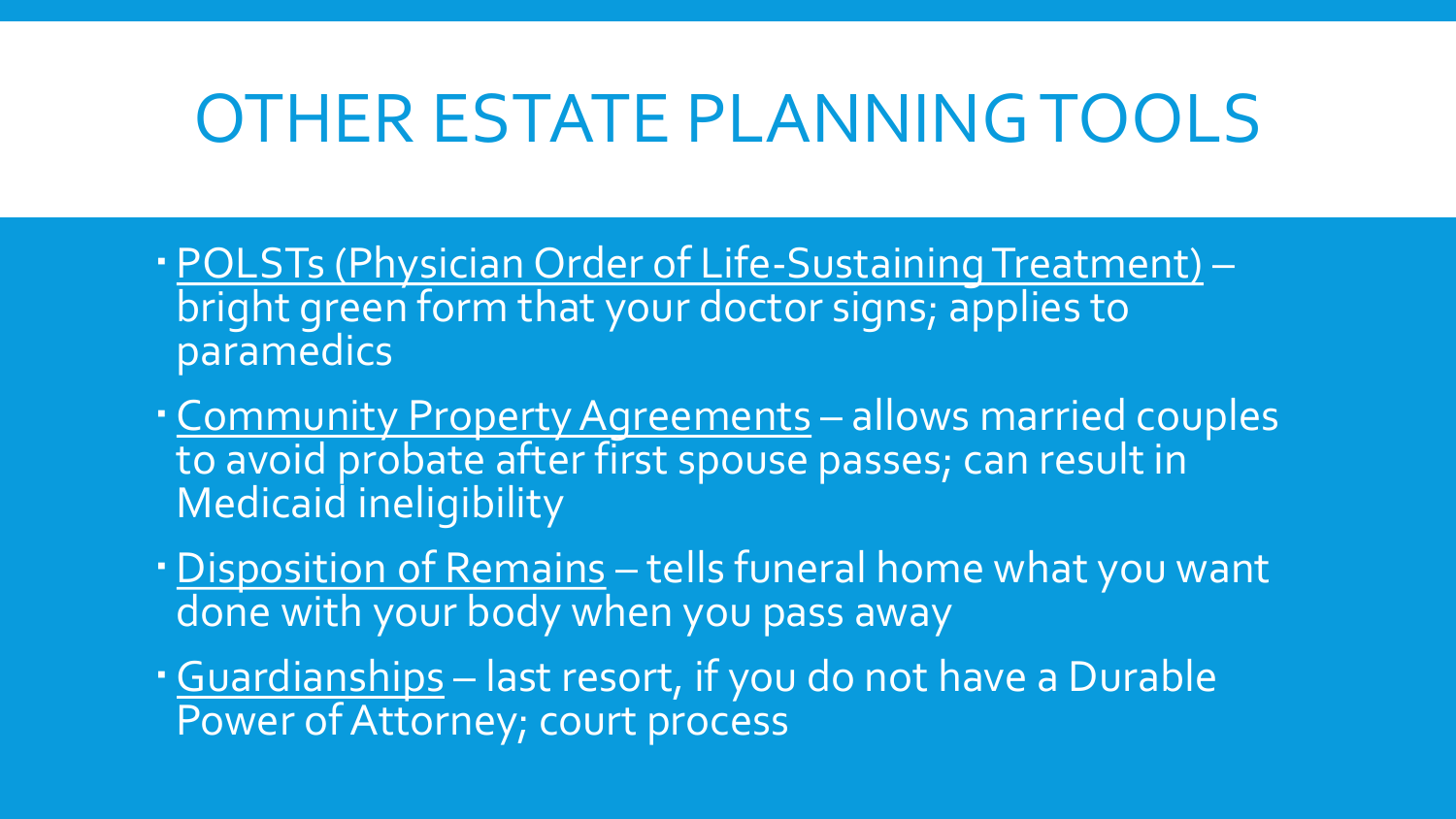# OTHER ESTATE PLANNING TOOLS

- POLSTs (Physician Order of Life-Sustaining Treatment) – bright green form that your doctor signs; applies to paramedics
- Community Property Agreements – allows married couples to avoid probate after first spouse passes; can result in Medicaid ineligibility
- Disposition of Remains – tells funeral home what you want done with your body when you pass away
- Guardianships – last resort, if you do not have a Durable Power of Attorney; court process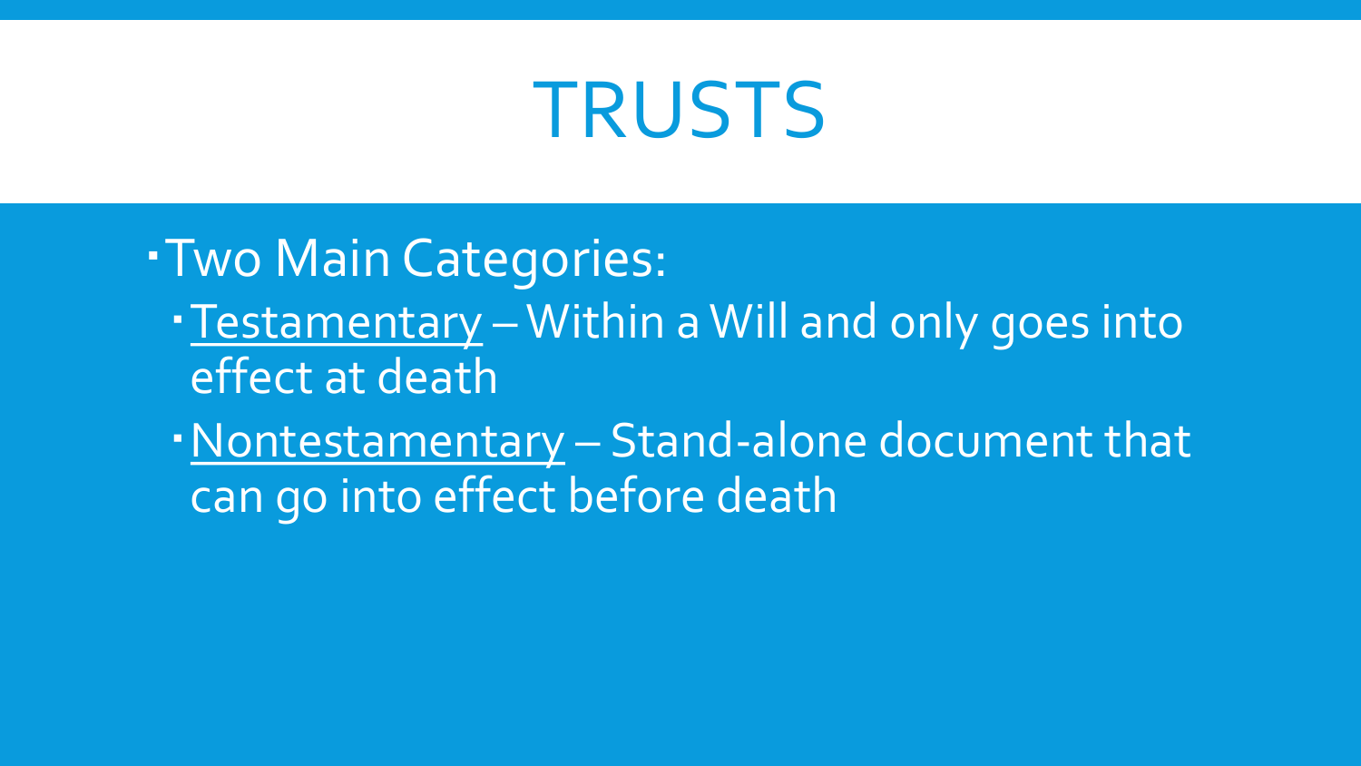# TRUSTS

- Two Main Categories:
  - <u>Testamentary</u> – Within a Will and only goes into effect at death
  - <u>Nontestamentary</u> – Stand-alone document that can go into effect before death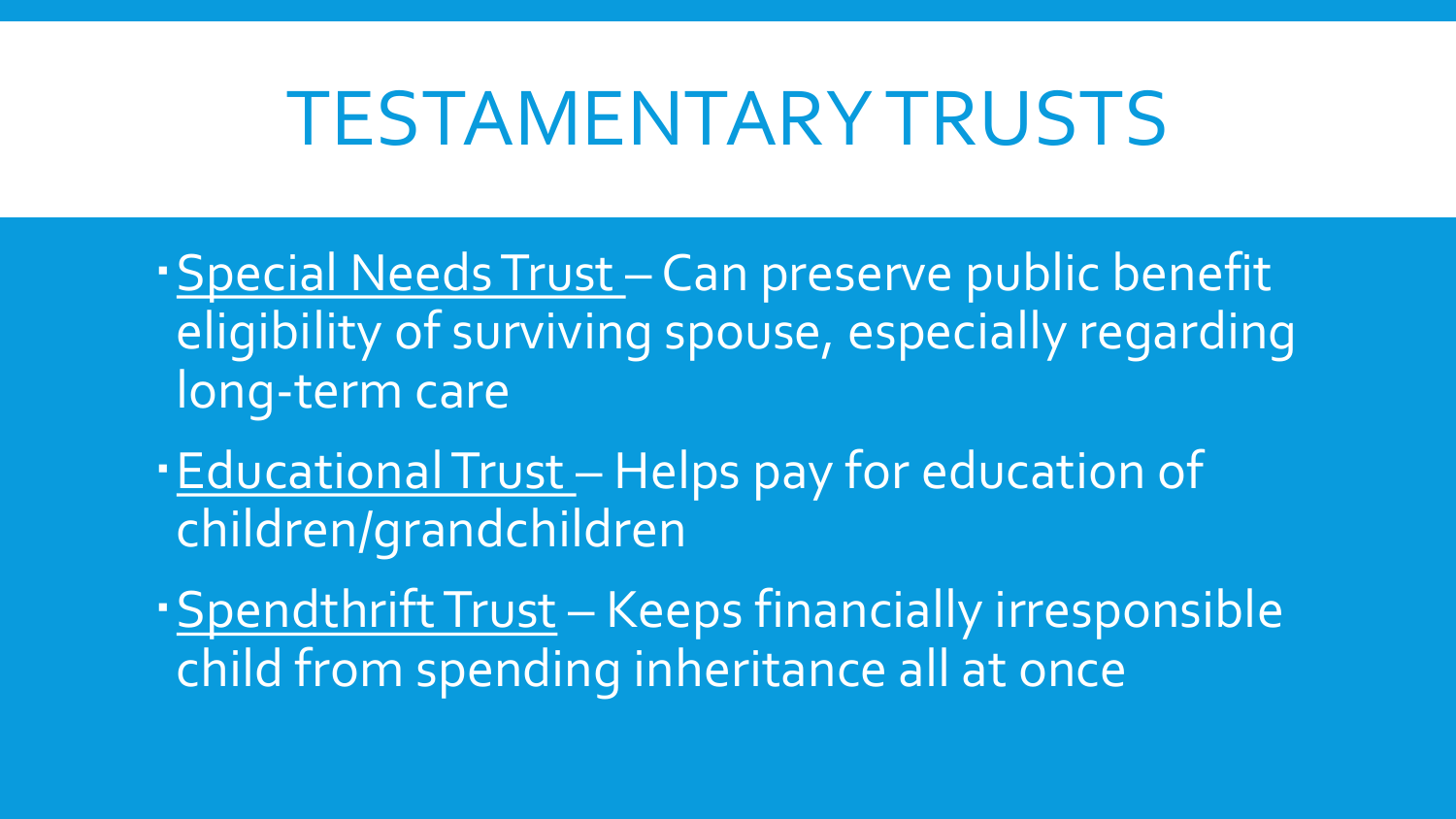# TESTAMENTARY TRUSTS

- Special Needs Trust – Can preserve public benefit eligibility of surviving spouse, especially regarding long-term care
- Educational Trust – Helps pay for education of children/grandchildren
- Spendthrift Trust – Keeps financially irresponsible child from spending inheritance all at once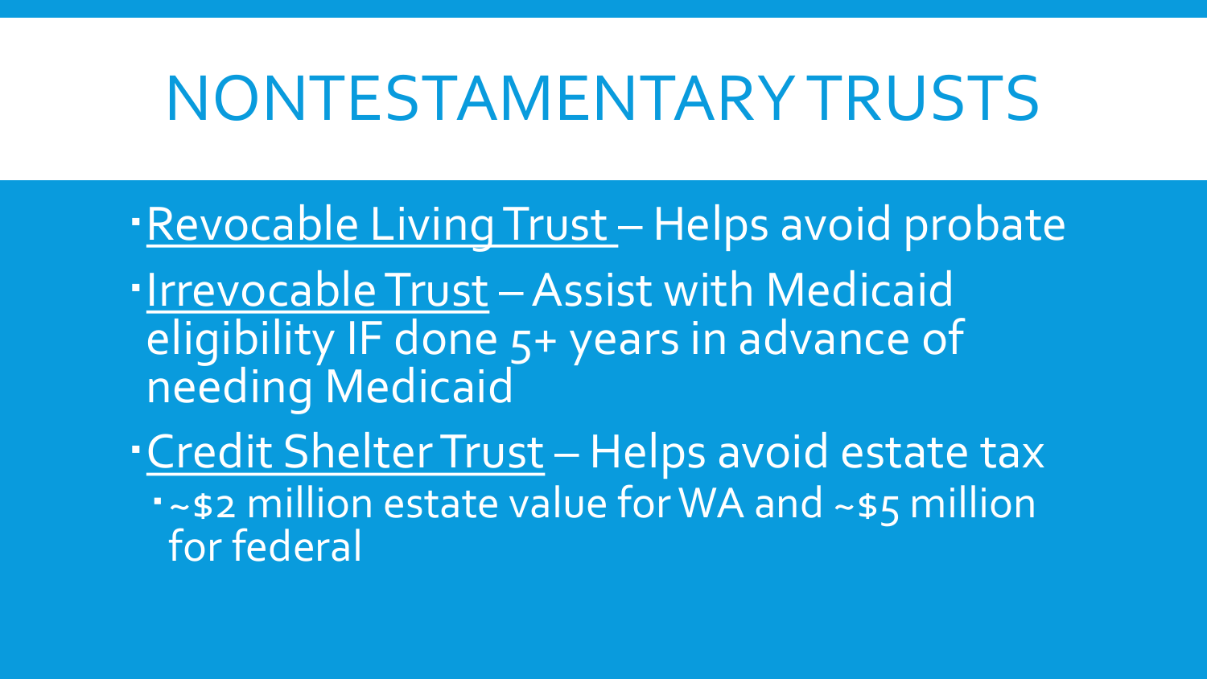# NONTESTAMENTARY TRUSTS

- <u>Revocable Living Trust</u> – Helps avoid probate
- <u>Irrevocable Trust</u> – Assist with Medicaid eligibility IF done 5+ years in advance of needing Medicaid
- <u>Credit Shelter Trust</u> – Helps avoid estate tax
  - ~$2 million estate value for WA and ~$5 million for federal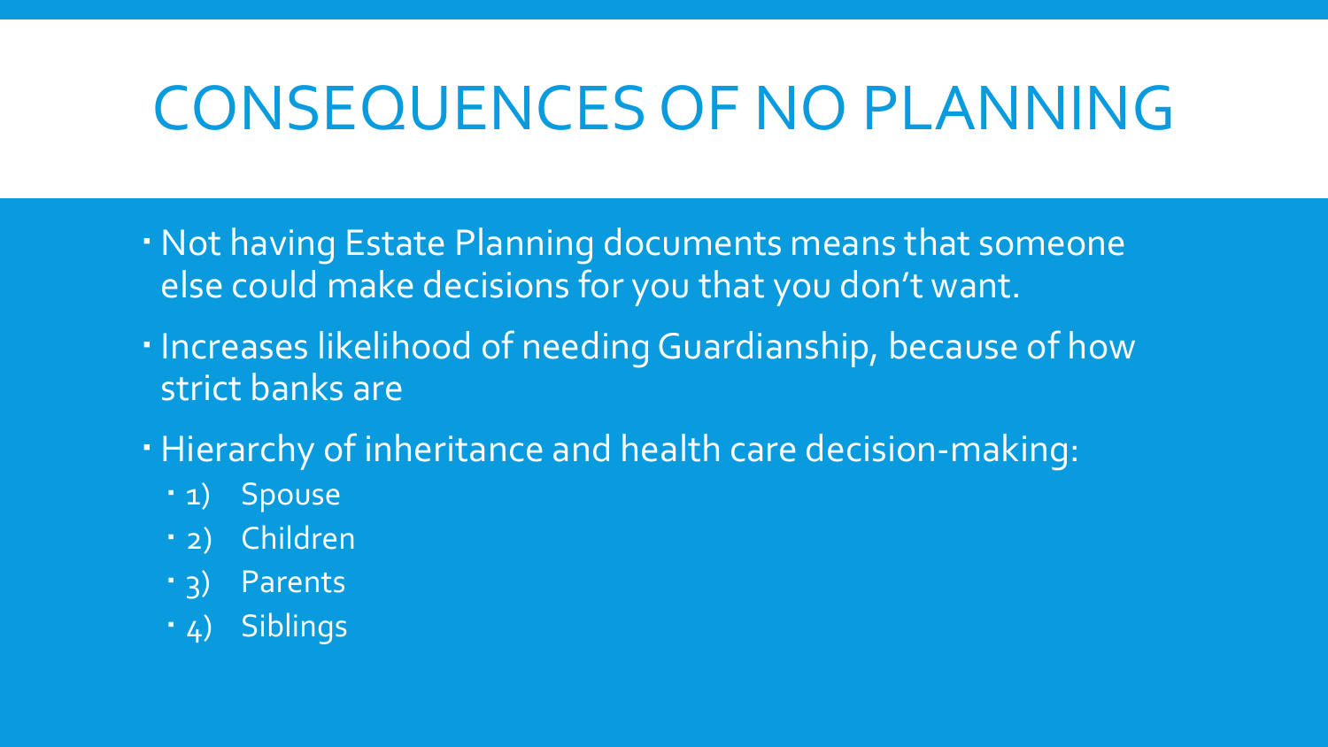# CONSEQUENCES OF NO PLANNING

- Not having Estate Planning documents means that someone else could make decisions for you that you don't want.
- Increases likelihood of needing Guardianship, because of how strict banks are
- Hierarchy of inheritance and health care decision-making:
  - 1) Spouse
  - 2) Children
  - 3) Parents
  - 4) Siblings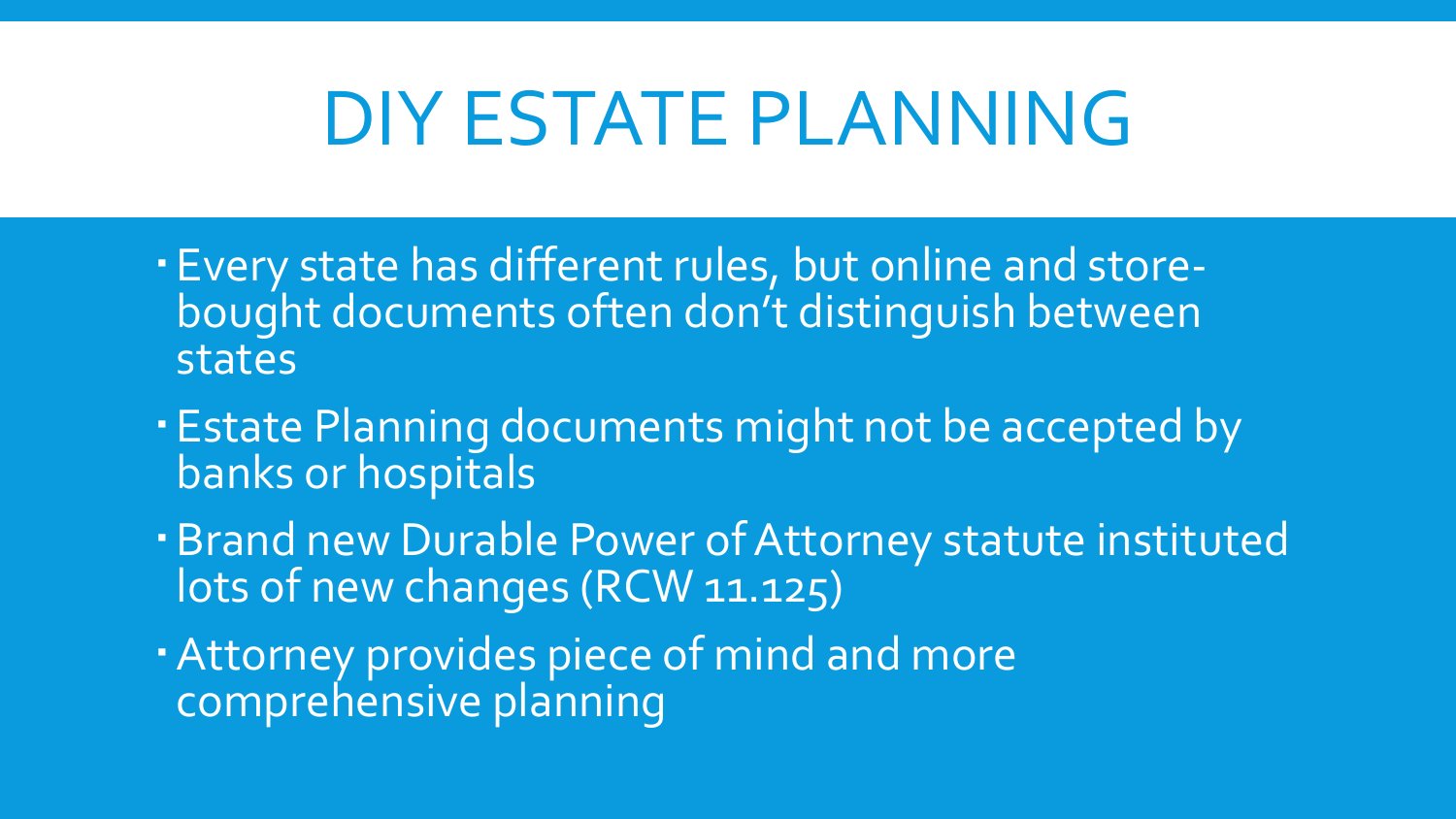# DIY ESTATE PLANNING

- Every state has different rules, but online and store-bought documents often don't distinguish between states
- Estate Planning documents might not be accepted by banks or hospitals
- Brand new Durable Power of Attorney statute instituted lots of new changes (RCW 11.125)
- Attorney provides piece of mind and more comprehensive planning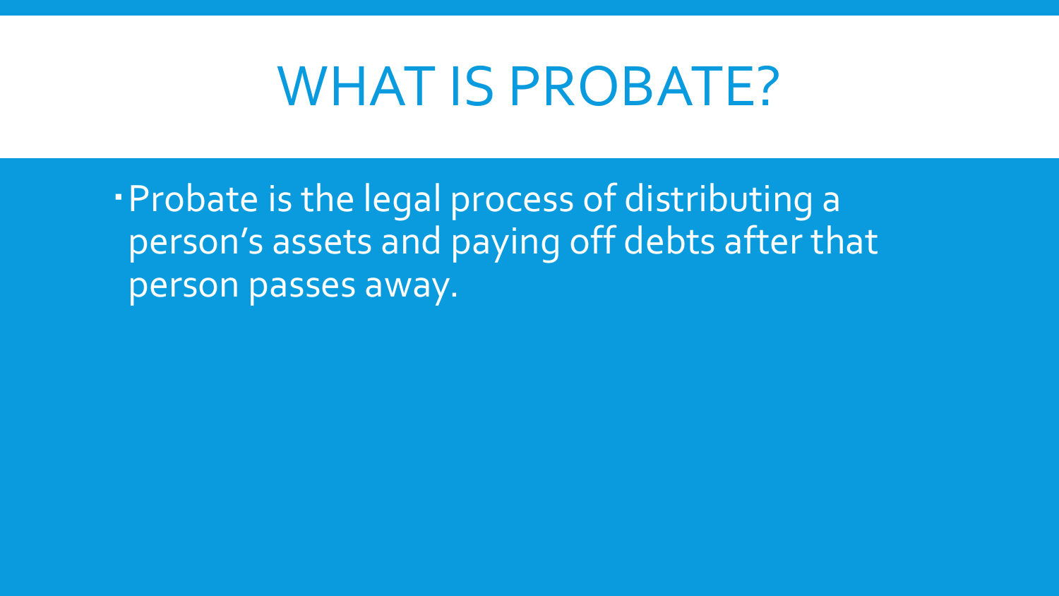# WHAT IS PROBATE?

- Probate is the legal process of distributing a person's assets and paying off debts after that person passes away.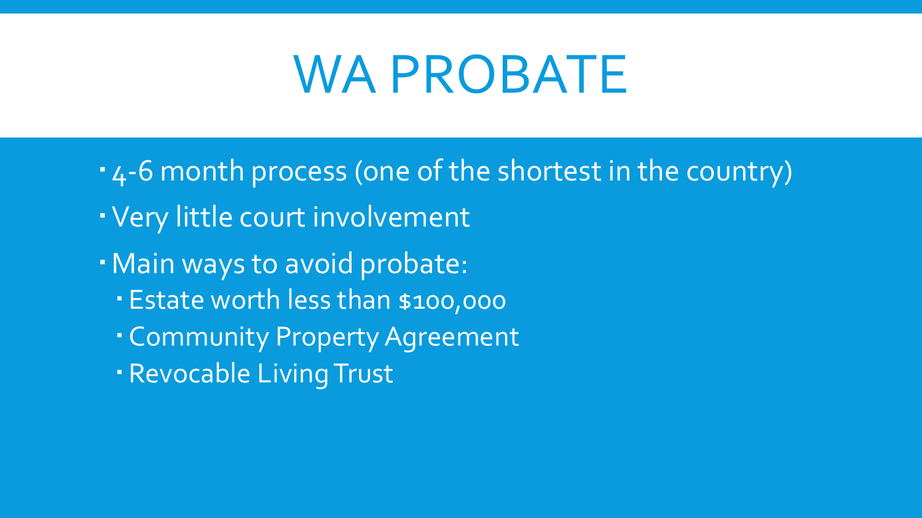# WA PROBATE

- 4-6 month process (one of the shortest in the country)
- Very little court involvement
- Main ways to avoid probate:
  - Estate worth less than $100,000
  - Community Property Agreement
  - Revocable Living Trust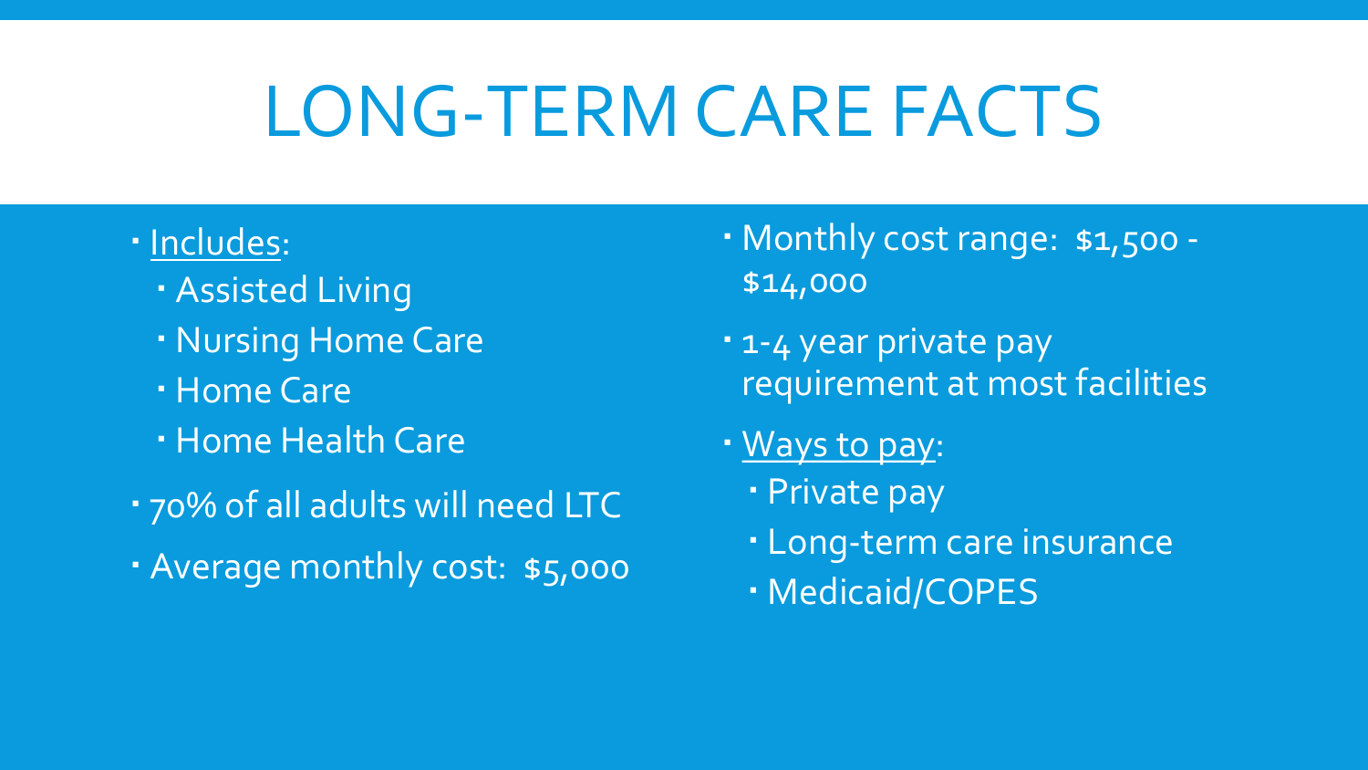# LONG-TERM CARE FACTS

- Includes:
  - Assisted Living
  - Nursing Home Care
  - Home Care
  - Home Health Care
- 70% of all adults will need LTC
- Average monthly cost: $5,000
- Monthly cost range: $1,500 - $14,000
- 1-4 year private pay requirement at most facilities
- Ways to pay:
  - Private pay
  - Long-term care insurance
  - Medicaid/COPES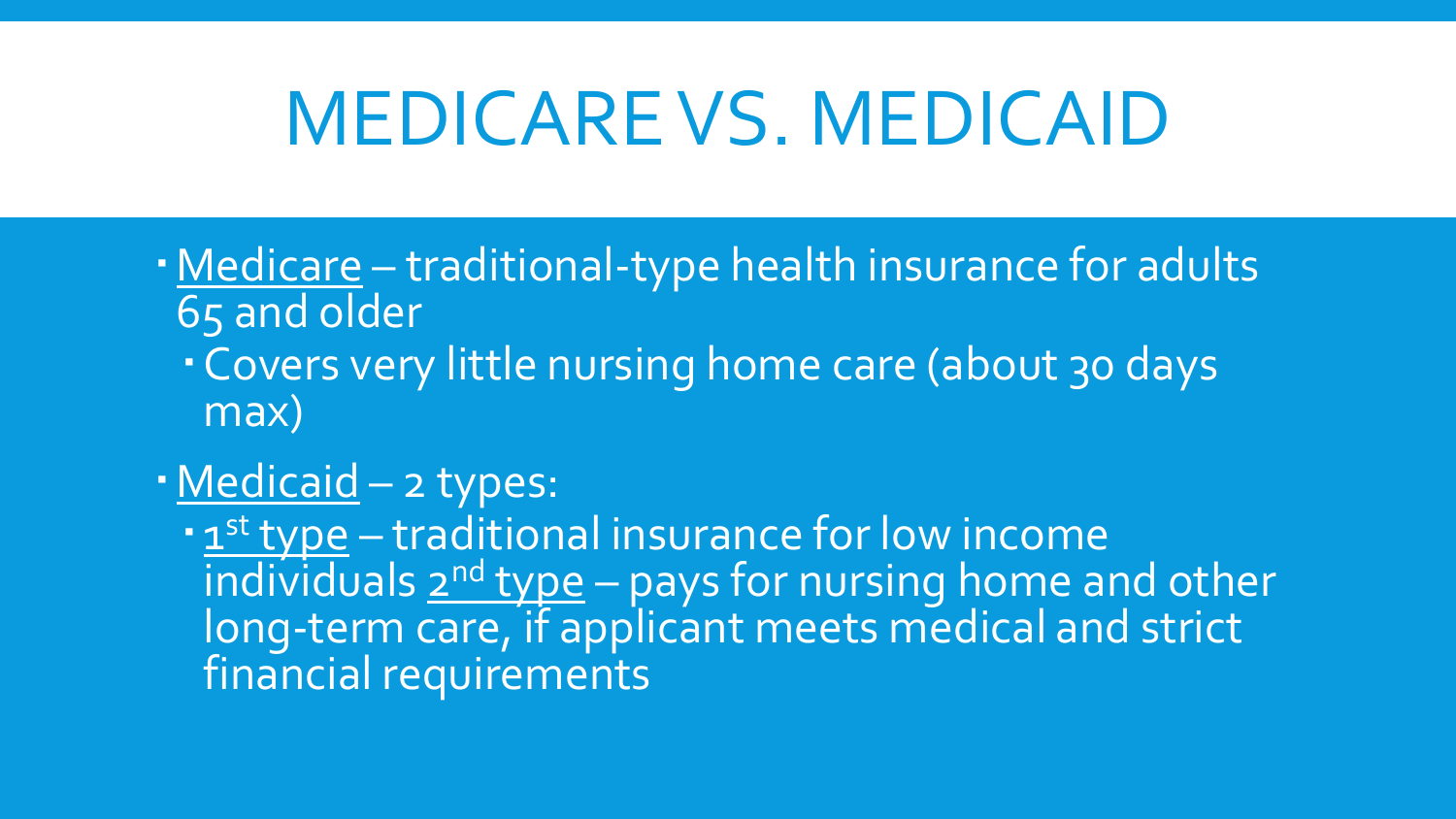# MEDICARE VS. MEDICAID

- Medicare – traditional-type health insurance for adults 65 and older
  - Covers very little nursing home care (about 30 days max)
- Medicaid – 2 types:
  - 1st type – traditional insurance for low income individuals 2nd type – pays for nursing home and other long-term care, if applicant meets medical and strict financial requirements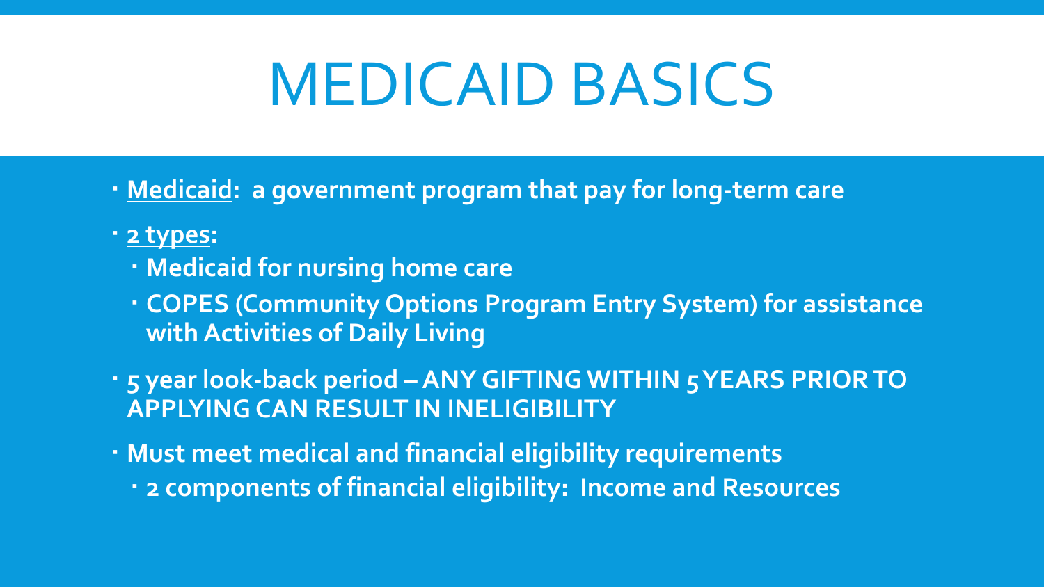# MEDICAID BASICS

- **<u>Medicaid</u>: a government program that pay for long-term care**
- **<u>2 types</u>:**
  - **Medicaid for nursing home care**
  - **COPES (Community Options Program Entry System) for assistance with Activities of Daily Living**
- **5 year look-back period – ANY GIFTING WITHIN 5 YEARS PRIOR TO APPLYING CAN RESULT IN INELIGIBILITY**
- **Must meet medical and financial eligibility requirements**
  - **2 components of financial eligibility: Income and Resources**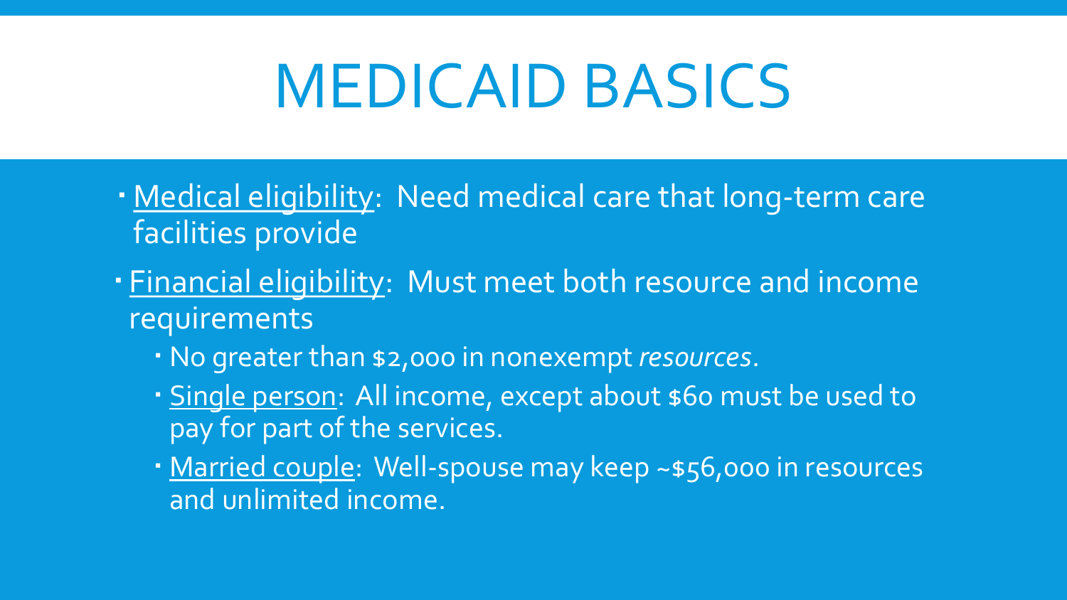# MEDICAID BASICS

- Medical eligibility: Need medical care that long-term care facilities provide
- Financial eligibility: Must meet both resource and income requirements
  - No greater than $2,000 in nonexempt *resources*.
  - Single person: All income, except about $60 must be used to pay for part of the services.
  - Married couple: Well-spouse may keep ~$56,000 in resources and unlimited income.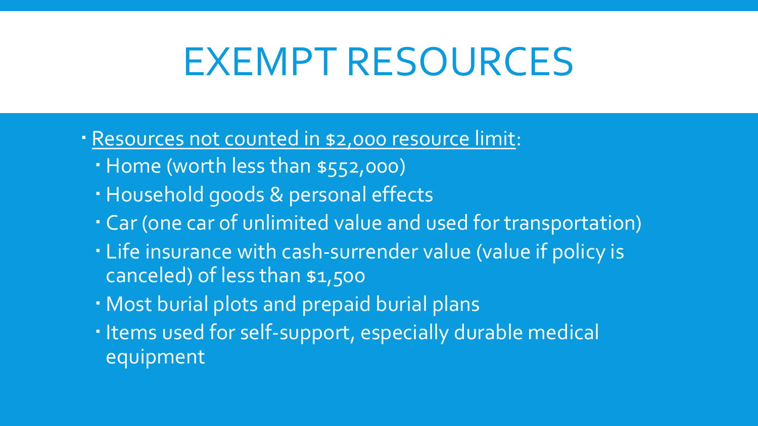# EXEMPT RESOURCES

- Resources not counted in $2,000 resource limit:
  - Home (worth less than $552,000)
  - Household goods & personal effects
  - Car (one car of unlimited value and used for transportation)
  - Life insurance with cash-surrender value (value if policy is canceled) of less than $1,500
  - Most burial plots and prepaid burial plans
  - Items used for self-support, especially durable medical equipment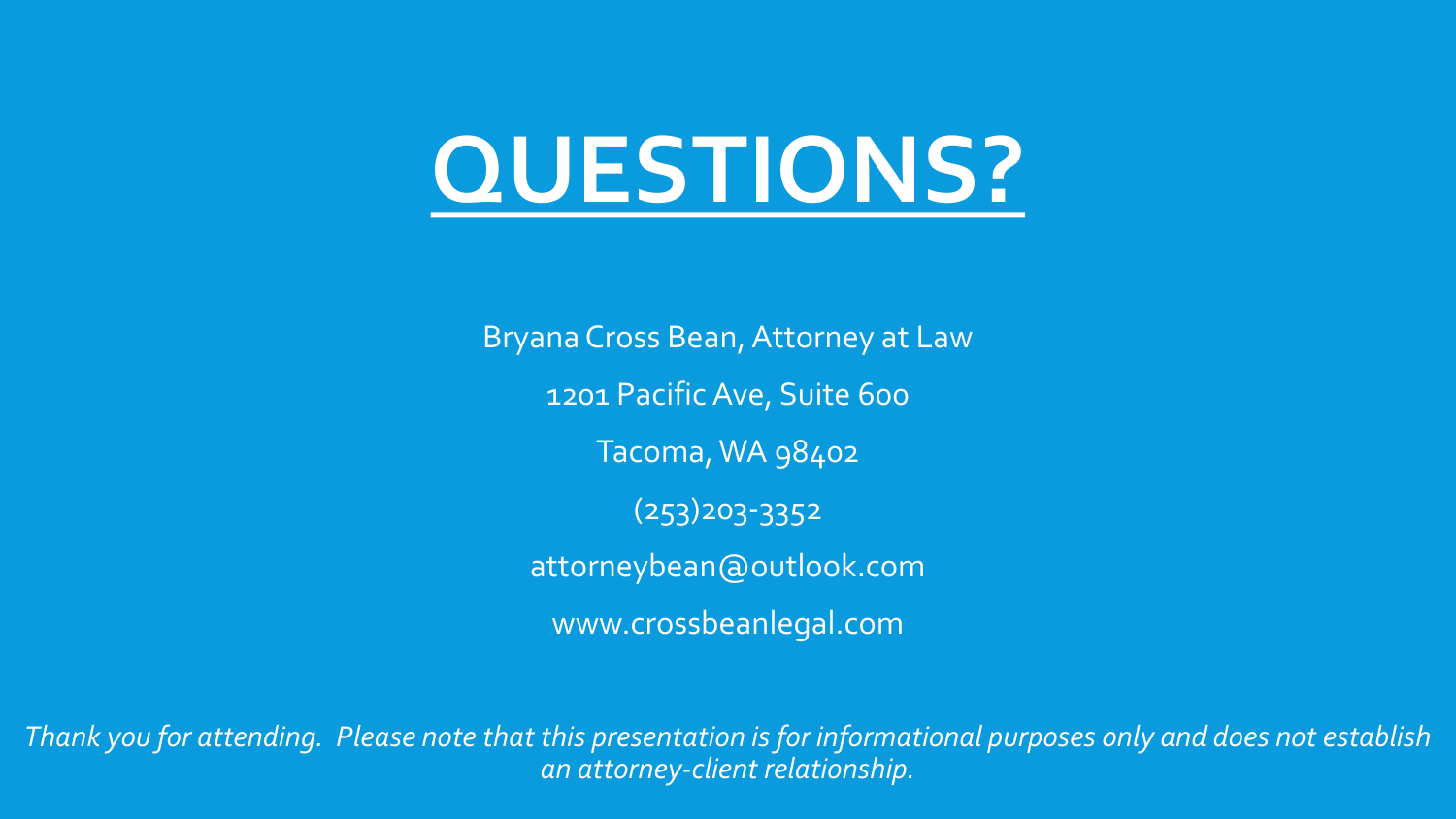# QUESTIONS?

Bryana Cross Bean, Attorney at Law

1201 Pacific Ave, Suite 600

Tacoma, WA 98402

(253)203-3352

attorneybean@outlook.com

www.crossbeanlegal.com

*Thank you for attending. Please note that this presentation is for informational purposes only and does not establish an attorney-client relationship.*